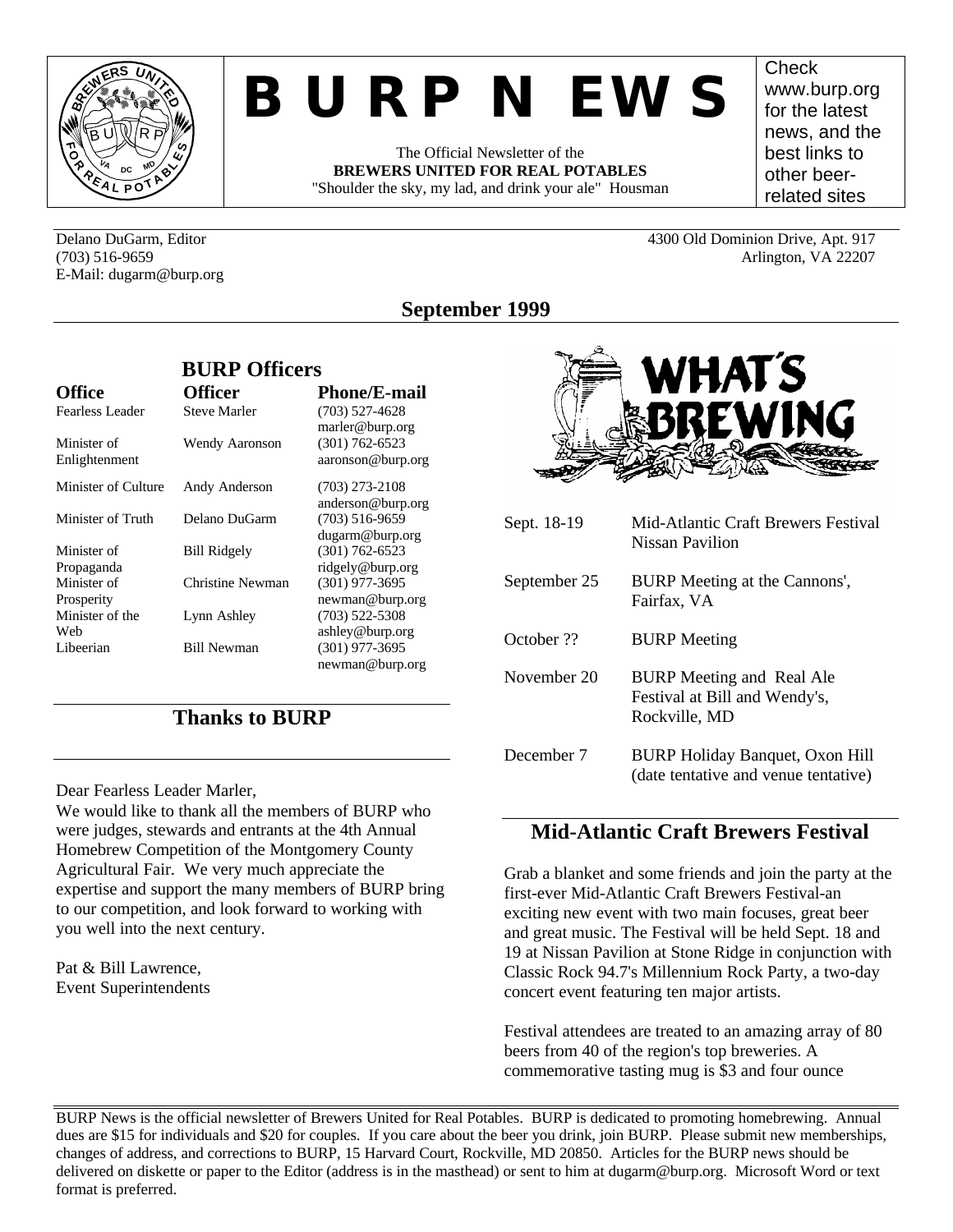# B U R P N EW S

The Official Newsletter of the
**BREWERS UNITED FOR REAL POTABLES**
"Shoulder the sky, my lad, and drink your ale" Housman

Check www.burp.org for the latest news, and the best links to other beer-related sites

Delano DuGarm, Editor
(703) 516-9659
E-Mail: dugarm@burp.org

4300 Old Dominion Drive, Apt. 917
Arlington, VA 22207

## September 1999

## BURP Officers

| Office | Officer | Phone/E-mail |
|---|---|---|
| Fearless Leader | Steve Marler | (703) 527-4628 marler@burp.org |
| Minister of Enlightenment | Wendy Aaronson | (301) 762-6523 aaronson@burp.org |
| Minister of Culture | Andy Anderson | (703) 273-2108 anderson@burp.org |
| Minister of Truth | Delano DuGarm | (703) 516-9659 dugarm@burp.org |
| Minister of Propaganda | Bill Ridgely | (301) 762-6523 ridgely@burp.org |
| Minister of Prosperity | Christine Newman | (301) 977-3695 newman@burp.org |
| Minister of the Web | Lynn Ashley | (703) 522-5308 ashley@burp.org |
| Libeerian | Bill Newman | (301) 977-3695 newman@burp.org |

## Thanks to BURP

Dear Fearless Leader Marler,

We would like to thank all the members of BURP who were judges, stewards and entrants at the 4th Annual Homebrew Competition of the Montgomery County Agricultural Fair. We very much appreciate the expertise and support the many members of BURP bring to our competition, and look forward to working with you well into the next century.

Pat & Bill Lawrence,
Event Superintendents

## WHAT'S BREWING

| | |
|---|---|
| Sept. 18-19 | Mid-Atlantic Craft Brewers Festival Nissan Pavilion |
| September 25 | BURP Meeting at the Cannons', Fairfax, VA |
| October ?? | BURP Meeting |
| November 20 | BURP Meeting and Real Ale Festival at Bill and Wendy's, Rockville, MD |
| December 7 | BURP Holiday Banquet, Oxon Hill (date tentative and venue tentative) |

## Mid-Atlantic Craft Brewers Festival

Grab a blanket and some friends and join the party at the first-ever Mid-Atlantic Craft Brewers Festival-an exciting new event with two main focuses, great beer and great music. The Festival will be held Sept. 18 and 19 at Nissan Pavilion at Stone Ridge in conjunction with Classic Rock 94.7's Millennium Rock Party, a two-day concert event featuring ten major artists.

Festival attendees are treated to an amazing array of 80 beers from 40 of the region's top breweries. A commemorative tasting mug is $3 and four ounce

BURP News is the official newsletter of Brewers United for Real Potables. BURP is dedicated to promoting homebrewing. Annual dues are $15 for individuals and $20 for couples. If you care about the beer you drink, join BURP. Please submit new memberships, changes of address, and corrections to BURP, 15 Harvard Court, Rockville, MD 20850. Articles for the BURP news should be delivered on diskette or paper to the Editor (address is in the masthead) or sent to him at dugarm@burp.org. Microsoft Word or text format is preferred.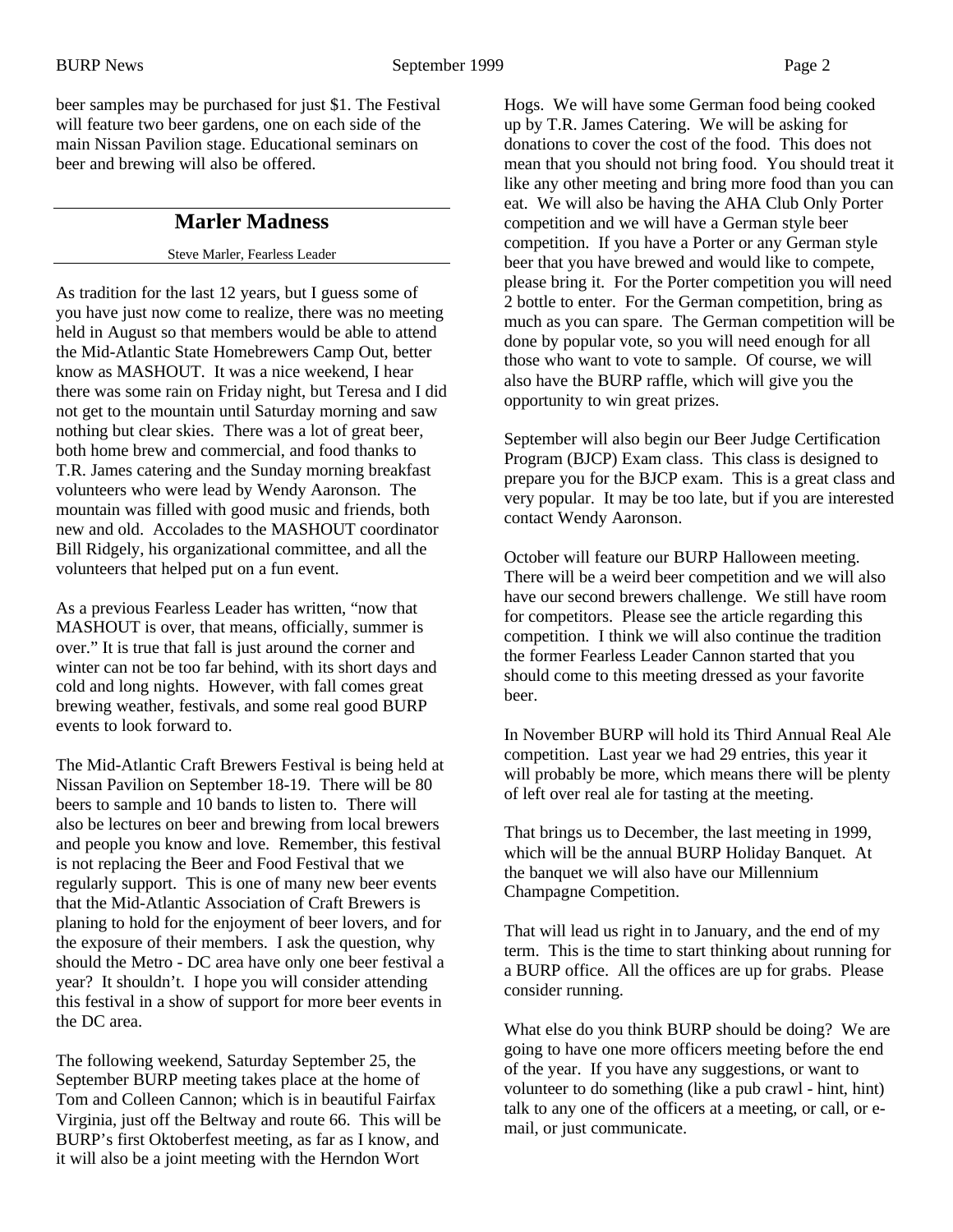beer samples may be purchased for just $1. The Festival will feature two beer gardens, one on each side of the main Nissan Pavilion stage. Educational seminars on beer and brewing will also be offered.

## Marler Madness

Steve Marler, Fearless Leader

As tradition for the last 12 years, but I guess some of you have just now come to realize, there was no meeting held in August so that members would be able to attend the Mid-Atlantic State Homebrewers Camp Out, better know as MASHOUT. It was a nice weekend, I hear there was some rain on Friday night, but Teresa and I did not get to the mountain until Saturday morning and saw nothing but clear skies. There was a lot of great beer, both home brew and commercial, and food thanks to T.R. James catering and the Sunday morning breakfast volunteers who were lead by Wendy Aaronson. The mountain was filled with good music and friends, both new and old. Accolades to the MASHOUT coordinator Bill Ridgely, his organizational committee, and all the volunteers that helped put on a fun event.

As a previous Fearless Leader has written, "now that MASHOUT is over, that means, officially, summer is over." It is true that fall is just around the corner and winter can not be too far behind, with its short days and cold and long nights. However, with fall comes great brewing weather, festivals, and some real good BURP events to look forward to.

The Mid-Atlantic Craft Brewers Festival is being held at Nissan Pavilion on September 18-19. There will be 80 beers to sample and 10 bands to listen to. There will also be lectures on beer and brewing from local brewers and people you know and love. Remember, this festival is not replacing the Beer and Food Festival that we regularly support. This is one of many new beer events that the Mid-Atlantic Association of Craft Brewers is planing to hold for the enjoyment of beer lovers, and for the exposure of their members. I ask the question, why should the Metro - DC area have only one beer festival a year? It shouldn't. I hope you will consider attending this festival in a show of support for more beer events in the DC area.

The following weekend, Saturday September 25, the September BURP meeting takes place at the home of Tom and Colleen Cannon; which is in beautiful Fairfax Virginia, just off the Beltway and route 66. This will be BURP's first Oktoberfest meeting, as far as I know, and it will also be a joint meeting with the Herndon Wort Hogs. We will have some German food being cooked up by T.R. James Catering. We will be asking for donations to cover the cost of the food. This does not mean that you should not bring food. You should treat it like any other meeting and bring more food than you can eat. We will also be having the AHA Club Only Porter competition and we will have a German style beer competition. If you have a Porter or any German style beer that you have brewed and would like to compete, please bring it. For the Porter competition you will need 2 bottle to enter. For the German competition, bring as much as you can spare. The German competition will be done by popular vote, so you will need enough for all those who want to vote to sample. Of course, we will also have the BURP raffle, which will give you the opportunity to win great prizes.

September will also begin our Beer Judge Certification Program (BJCP) Exam class. This class is designed to prepare you for the BJCP exam. This is a great class and very popular. It may be too late, but if you are interested contact Wendy Aaronson.

October will feature our BURP Halloween meeting. There will be a weird beer competition and we will also have our second brewers challenge. We still have room for competitors. Please see the article regarding this competition. I think we will also continue the tradition the former Fearless Leader Cannon started that you should come to this meeting dressed as your favorite beer.

In November BURP will hold its Third Annual Real Ale competition. Last year we had 29 entries, this year it will probably be more, which means there will be plenty of left over real ale for tasting at the meeting.

That brings us to December, the last meeting in 1999, which will be the annual BURP Holiday Banquet. At the banquet we will also have our Millennium Champagne Competition.

That will lead us right in to January, and the end of my term. This is the time to start thinking about running for a BURP office. All the offices are up for grabs. Please consider running.

What else do you think BURP should be doing? We are going to have one more officers meeting before the end of the year. If you have any suggestions, or want to volunteer to do something (like a pub crawl - hint, hint) talk to any one of the officers at a meeting, or call, or e-mail, or just communicate.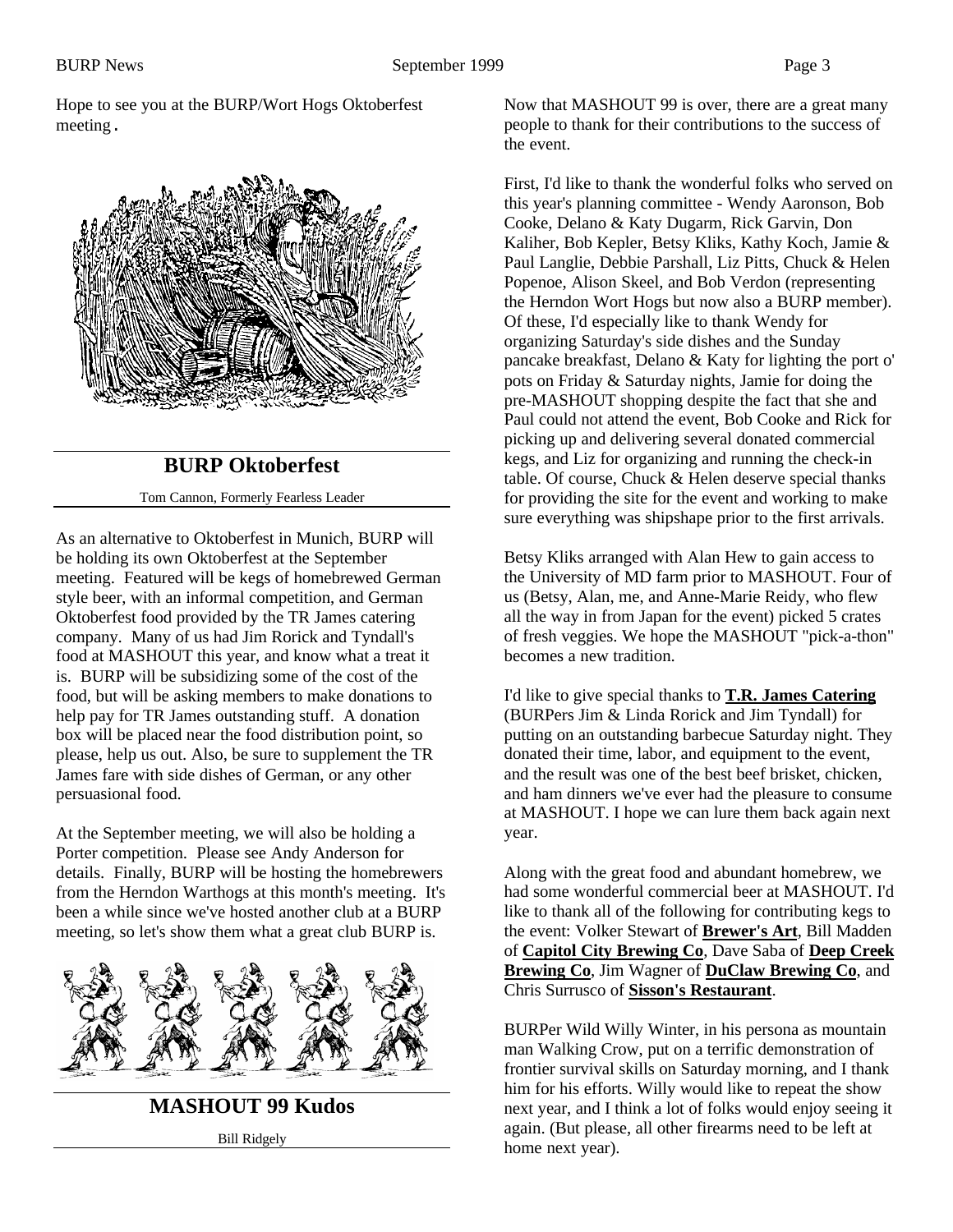Hope to see you at the BURP/Wort Hogs Oktoberfest meeting.

## BURP Oktoberfest

Tom Cannon, Formerly Fearless Leader

As an alternative to Oktoberfest in Munich, BURP will be holding its own Oktoberfest at the September meeting. Featured will be kegs of homebrewed German style beer, with an informal competition, and German Oktoberfest food provided by the TR James catering company. Many of us had Jim Rorick and Tyndall's food at MASHOUT this year, and know what a treat it is. BURP will be subsidizing some of the cost of the food, but will be asking members to make donations to help pay for TR James outstanding stuff. A donation box will be placed near the food distribution point, so please, help us out. Also, be sure to supplement the TR James fare with side dishes of German, or any other persuasional food.

At the September meeting, we will also be holding a Porter competition. Please see Andy Anderson for details. Finally, BURP will be hosting the homebrewers from the Herndon Warthogs at this month's meeting. It's been a while since we've hosted another club at a BURP meeting, so let's show them what a great club BURP is.

## MASHOUT 99 Kudos

Bill Ridgely

Now that MASHOUT 99 is over, there are a great many people to thank for their contributions to the success of the event.

First, I'd like to thank the wonderful folks who served on this year's planning committee - Wendy Aaronson, Bob Cooke, Delano & Katy Dugarm, Rick Garvin, Don Kaliher, Bob Kepler, Betsy Kliks, Kathy Koch, Jamie & Paul Langlie, Debbie Parshall, Liz Pitts, Chuck & Helen Popenoe, Alison Skeel, and Bob Verdon (representing the Herndon Wort Hogs but now also a BURP member). Of these, I'd especially like to thank Wendy for organizing Saturday's side dishes and the Sunday pancake breakfast, Delano & Katy for lighting the port o' pots on Friday & Saturday nights, Jamie for doing the pre-MASHOUT shopping despite the fact that she and Paul could not attend the event, Bob Cooke and Rick for picking up and delivering several donated commercial kegs, and Liz for organizing and running the check-in table. Of course, Chuck & Helen deserve special thanks for providing the site for the event and working to make sure everything was shipshape prior to the first arrivals.

Betsy Kliks arranged with Alan Hew to gain access to the University of MD farm prior to MASHOUT. Four of us (Betsy, Alan, me, and Anne-Marie Reidy, who flew all the way in from Japan for the event) picked 5 crates of fresh veggies. We hope the MASHOUT "pick-a-thon" becomes a new tradition.

I'd like to give special thanks to **T.R. James Catering** (BURPers Jim & Linda Rorick and Jim Tyndall) for putting on an outstanding barbecue Saturday night. They donated their time, labor, and equipment to the event, and the result was one of the best beef brisket, chicken, and ham dinners we've ever had the pleasure to consume at MASHOUT. I hope we can lure them back again next year.

Along with the great food and abundant homebrew, we had some wonderful commercial beer at MASHOUT. I'd like to thank all of the following for contributing kegs to the event: Volker Stewart of **Brewer's Art**, Bill Madden of **Capitol City Brewing Co**, Dave Saba of **Deep Creek Brewing Co**, Jim Wagner of **DuClaw Brewing Co**, and Chris Surrusco of **Sisson's Restaurant**.

BURPer Wild Willy Winter, in his persona as mountain man Walking Crow, put on a terrific demonstration of frontier survival skills on Saturday morning, and I thank him for his efforts. Willy would like to repeat the show next year, and I think a lot of folks would enjoy seeing it again. (But please, all other firearms need to be left at home next year).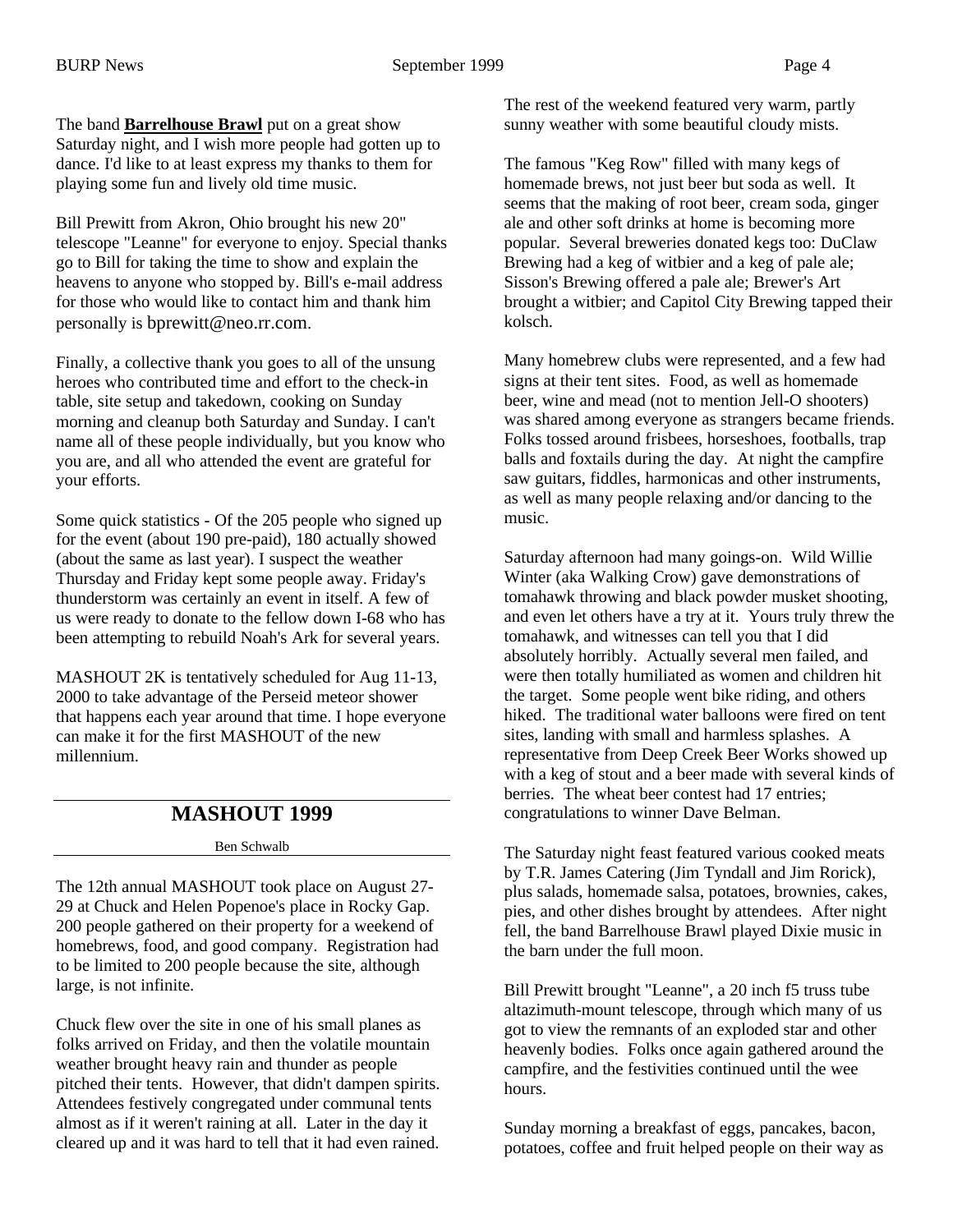The band **Barrelhouse Brawl** put on a great show Saturday night, and I wish more people had gotten up to dance. I'd like to at least express my thanks to them for playing some fun and lively old time music.

Bill Prewitt from Akron, Ohio brought his new 20" telescope "Leanne" for everyone to enjoy. Special thanks go to Bill for taking the time to show and explain the heavens to anyone who stopped by. Bill's e-mail address for those who would like to contact him and thank him personally is bprewitt@neo.rr.com.

Finally, a collective thank you goes to all of the unsung heroes who contributed time and effort to the check-in table, site setup and takedown, cooking on Sunday morning and cleanup both Saturday and Sunday. I can't name all of these people individually, but you know who you are, and all who attended the event are grateful for your efforts.

Some quick statistics - Of the 205 people who signed up for the event (about 190 pre-paid), 180 actually showed (about the same as last year). I suspect the weather Thursday and Friday kept some people away. Friday's thunderstorm was certainly an event in itself. A few of us were ready to donate to the fellow down I-68 who has been attempting to rebuild Noah's Ark for several years.

MASHOUT 2K is tentatively scheduled for Aug 11-13, 2000 to take advantage of the Perseid meteor shower that happens each year around that time. I hope everyone can make it for the first MASHOUT of the new millennium.

## MASHOUT 1999

Ben Schwalb

The 12th annual MASHOUT took place on August 27-29 at Chuck and Helen Popenoe's place in Rocky Gap. 200 people gathered on their property for a weekend of homebrews, food, and good company. Registration had to be limited to 200 people because the site, although large, is not infinite.

Chuck flew over the site in one of his small planes as folks arrived on Friday, and then the volatile mountain weather brought heavy rain and thunder as people pitched their tents. However, that didn't dampen spirits. Attendees festively congregated under communal tents almost as if it weren't raining at all. Later in the day it cleared up and it was hard to tell that it had even rained. The rest of the weekend featured very warm, partly sunny weather with some beautiful cloudy mists.

The famous "Keg Row" filled with many kegs of homemade brews, not just beer but soda as well. It seems that the making of root beer, cream soda, ginger ale and other soft drinks at home is becoming more popular. Several breweries donated kegs too: DuClaw Brewing had a keg of witbier and a keg of pale ale; Sisson's Brewing offered a pale ale; Brewer's Art brought a witbier; and Capitol City Brewing tapped their kolsch.

Many homebrew clubs were represented, and a few had signs at their tent sites. Food, as well as homemade beer, wine and mead (not to mention Jell-O shooters) was shared among everyone as strangers became friends. Folks tossed around frisbees, horseshoes, footballs, trap balls and foxtails during the day. At night the campfire saw guitars, fiddles, harmonicas and other instruments, as well as many people relaxing and/or dancing to the music.

Saturday afternoon had many goings-on. Wild Willie Winter (aka Walking Crow) gave demonstrations of tomahawk throwing and black powder musket shooting, and even let others have a try at it. Yours truly threw the tomahawk, and witnesses can tell you that I did absolutely horribly. Actually several men failed, and were then totally humiliated as women and children hit the target. Some people went bike riding, and others hiked. The traditional water balloons were fired on tent sites, landing with small and harmless splashes. A representative from Deep Creek Beer Works showed up with a keg of stout and a beer made with several kinds of berries. The wheat beer contest had 17 entries; congratulations to winner Dave Belman.

The Saturday night feast featured various cooked meats by T.R. James Catering (Jim Tyndall and Jim Rorick), plus salads, homemade salsa, potatoes, brownies, cakes, pies, and other dishes brought by attendees. After night fell, the band Barrelhouse Brawl played Dixie music in the barn under the full moon.

Bill Prewitt brought "Leanne", a 20 inch f5 truss tube altazimuth-mount telescope, through which many of us got to view the remnants of an exploded star and other heavenly bodies. Folks once again gathered around the campfire, and the festivities continued until the wee hours.

Sunday morning a breakfast of eggs, pancakes, bacon, potatoes, coffee and fruit helped people on their way as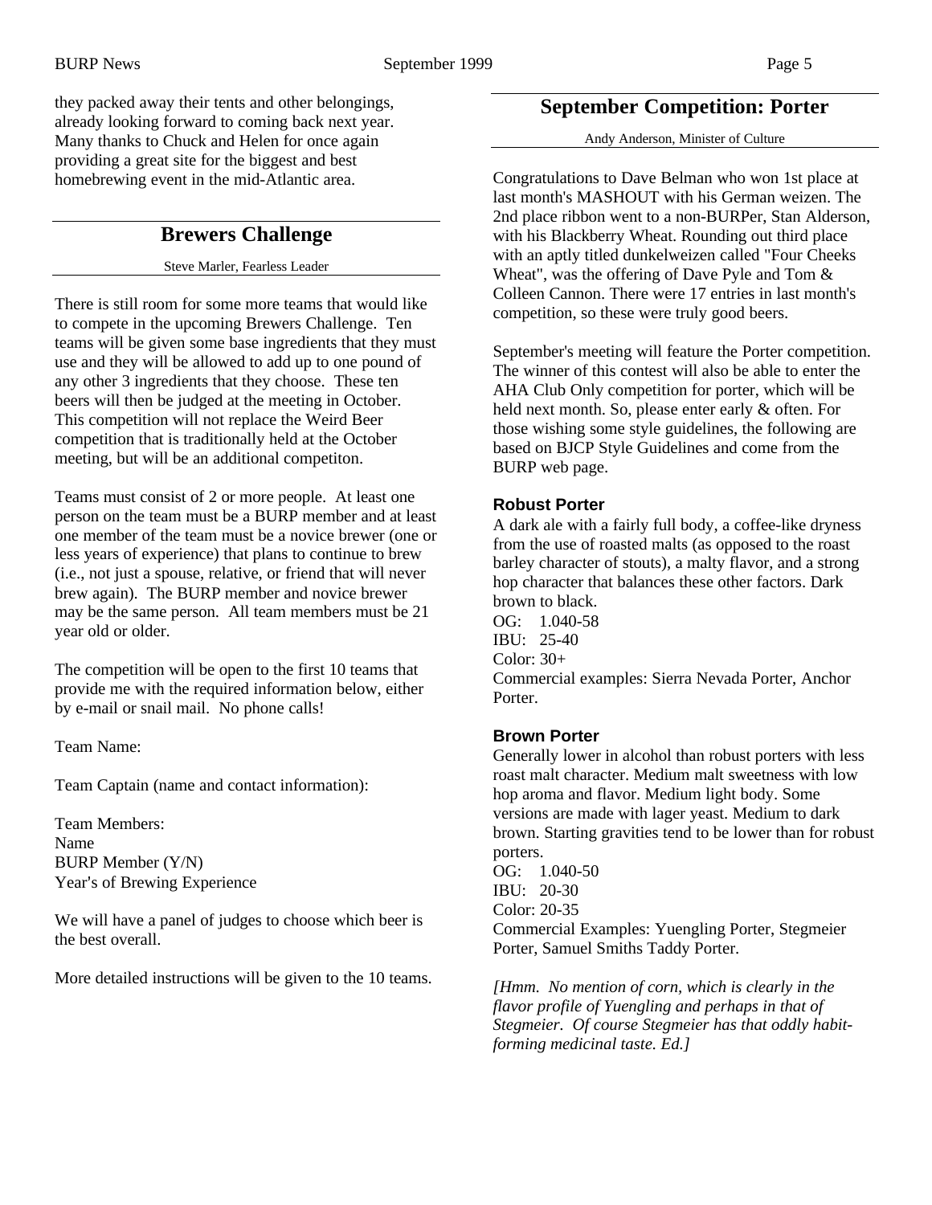they packed away their tents and other belongings, already looking forward to coming back next year. Many thanks to Chuck and Helen for once again providing a great site for the biggest and best homebrewing event in the mid-Atlantic area.

## Brewers Challenge

Steve Marler, Fearless Leader

There is still room for some more teams that would like to compete in the upcoming Brewers Challenge. Ten teams will be given some base ingredients that they must use and they will be allowed to add up to one pound of any other 3 ingredients that they choose. These ten beers will then be judged at the meeting in October. This competition will not replace the Weird Beer competition that is traditionally held at the October meeting, but will be an additional competiton.

Teams must consist of 2 or more people. At least one person on the team must be a BURP member and at least one member of the team must be a novice brewer (one or less years of experience) that plans to continue to brew (i.e., not just a spouse, relative, or friend that will never brew again). The BURP member and novice brewer may be the same person. All team members must be 21 year old or older.

The competition will be open to the first 10 teams that provide me with the required information below, either by e-mail or snail mail. No phone calls!

Team Name:

Team Captain (name and contact information):

Team Members:
Name
BURP Member (Y/N)
Year's of Brewing Experience

We will have a panel of judges to choose which beer is the best overall.

More detailed instructions will be given to the 10 teams.

## September Competition: Porter

Andy Anderson, Minister of Culture

Congratulations to Dave Belman who won 1st place at last month's MASHOUT with his German weizen. The 2nd place ribbon went to a non-BURPer, Stan Alderson, with his Blackberry Wheat. Rounding out third place with an aptly titled dunkelweizen called "Four Cheeks Wheat", was the offering of Dave Pyle and Tom & Colleen Cannon. There were 17 entries in last month's competition, so these were truly good beers.

September's meeting will feature the Porter competition. The winner of this contest will also be able to enter the AHA Club Only competition for porter, which will be held next month. So, please enter early & often. For those wishing some style guidelines, the following are based on BJCP Style Guidelines and come from the BURP web page.

### Robust Porter

A dark ale with a fairly full body, a coffee-like dryness from the use of roasted malts (as opposed to the roast barley character of stouts), a malty flavor, and a strong hop character that balances these other factors. Dark brown to black.
OG: 1.040-58
IBU: 25-40
Color: 30+
Commercial examples: Sierra Nevada Porter, Anchor Porter.

### Brown Porter

Generally lower in alcohol than robust porters with less roast malt character. Medium malt sweetness with low hop aroma and flavor. Medium light body. Some versions are made with lager yeast. Medium to dark brown. Starting gravities tend to be lower than for robust porters.
OG: 1.040-50
IBU: 20-30
Color: 20-35
Commercial Examples: Yuengling Porter, Stegmeier Porter, Samuel Smiths Taddy Porter.

*[Hmm. No mention of corn, which is clearly in the flavor profile of Yuengling and perhaps in that of Stegmeier. Of course Stegmeier has that oddly habit-forming medicinal taste. Ed.]*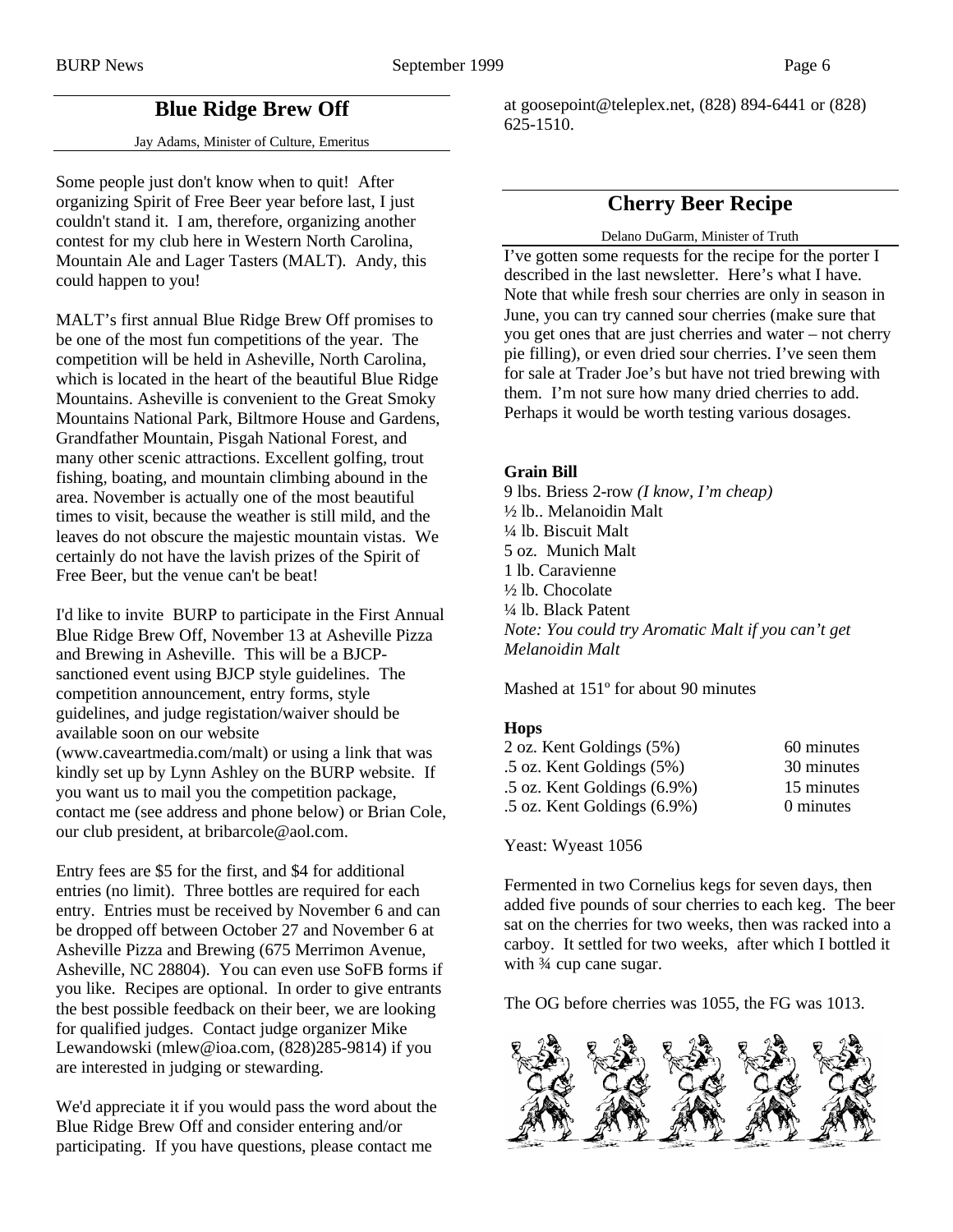## Blue Ridge Brew Off

Jay Adams, Minister of Culture, Emeritus

Some people just don't know when to quit! After organizing Spirit of Free Beer year before last, I just couldn't stand it. I am, therefore, organizing another contest for my club here in Western North Carolina, Mountain Ale and Lager Tasters (MALT). Andy, this could happen to you!

MALT's first annual Blue Ridge Brew Off promises to be one of the most fun competitions of the year. The competition will be held in Asheville, North Carolina, which is located in the heart of the beautiful Blue Ridge Mountains. Asheville is convenient to the Great Smoky Mountains National Park, Biltmore House and Gardens, Grandfather Mountain, Pisgah National Forest, and many other scenic attractions. Excellent golfing, trout fishing, boating, and mountain climbing abound in the area. November is actually one of the most beautiful times to visit, because the weather is still mild, and the leaves do not obscure the majestic mountain vistas. We certainly do not have the lavish prizes of the Spirit of Free Beer, but the venue can't be beat!

I'd like to invite BURP to participate in the First Annual Blue Ridge Brew Off, November 13 at Asheville Pizza and Brewing in Asheville. This will be a BJCP-sanctioned event using BJCP style guidelines. The competition announcement, entry forms, style guidelines, and judge registation/waiver should be available soon on our website (www.caveartmedia.com/malt) or using a link that was kindly set up by Lynn Ashley on the BURP website. If you want us to mail you the competition package, contact me (see address and phone below) or Brian Cole, our club president, at bribarcole@aol.com.

Entry fees are $5 for the first, and $4 for additional entries (no limit). Three bottles are required for each entry. Entries must be received by November 6 and can be dropped off between October 27 and November 6 at Asheville Pizza and Brewing (675 Merrimon Avenue, Asheville, NC 28804). You can even use SoFB forms if you like. Recipes are optional. In order to give entrants the best possible feedback on their beer, we are looking for qualified judges. Contact judge organizer Mike Lewandowski (mlew@ioa.com, (828)285-9814) if you are interested in judging or stewarding.

We'd appreciate it if you would pass the word about the Blue Ridge Brew Off and consider entering and/or participating. If you have questions, please contact me at goosepoint@teleplex.net, (828) 894-6441 or (828) 625-1510.

## Cherry Beer Recipe

Delano DuGarm, Minister of Truth

I've gotten some requests for the recipe for the porter I described in the last newsletter. Here's what I have. Note that while fresh sour cherries are only in season in June, you can try canned sour cherries (make sure that you get ones that are just cherries and water – not cherry pie filling), or even dried sour cherries. I've seen them for sale at Trader Joe's but have not tried brewing with them. I'm not sure how many dried cherries to add. Perhaps it would be worth testing various dosages.

**Grain Bill**

9 lbs. Briess 2-row *(I know, I'm cheap)*
½ lb.. Melanoidin Malt
¼ lb. Biscuit Malt
5 oz. Munich Malt
1 lb. Caravienne
½ lb. Chocolate
¼ lb. Black Patent
*Note: You could try Aromatic Malt if you can't get Melanoidin Malt*

Mashed at 151º for about 90 minutes

**Hops**

| | |
|---|---|
| 2 oz. Kent Goldings (5%) | 60 minutes |
| .5 oz. Kent Goldings (5%) | 30 minutes |
| .5 oz. Kent Goldings (6.9%) | 15 minutes |
| .5 oz. Kent Goldings (6.9%) | 0 minutes |

Yeast: Wyeast 1056

Fermented in two Cornelius kegs for seven days, then added five pounds of sour cherries to each keg. The beer sat on the cherries for two weeks, then was racked into a carboy. It settled for two weeks, after which I bottled it with ¾ cup cane sugar.

The OG before cherries was 1055, the FG was 1013.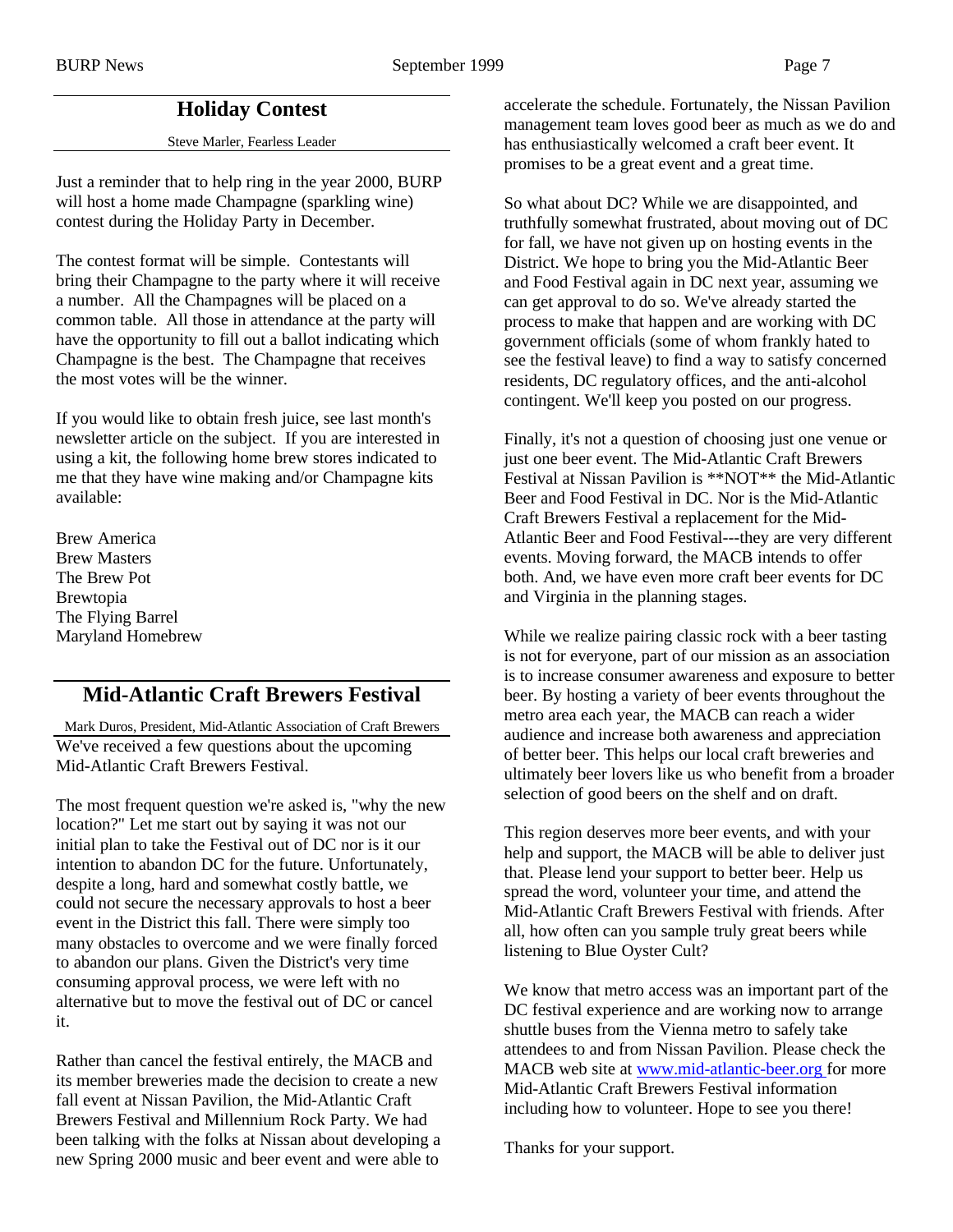## Holiday Contest

Steve Marler, Fearless Leader

Just a reminder that to help ring in the year 2000, BURP will host a home made Champagne (sparkling wine) contest during the Holiday Party in December.

The contest format will be simple. Contestants will bring their Champagne to the party where it will receive a number. All the Champagnes will be placed on a common table. All those in attendance at the party will have the opportunity to fill out a ballot indicating which Champagne is the best. The Champagne that receives the most votes will be the winner.

If you would like to obtain fresh juice, see last month's newsletter article on the subject. If you are interested in using a kit, the following home brew stores indicated to me that they have wine making and/or Champagne kits available:

Brew America
Brew Masters
The Brew Pot
Brewtopia
The Flying Barrel
Maryland Homebrew

## Mid-Atlantic Craft Brewers Festival

Mark Duros, President, Mid-Atlantic Association of Craft Brewers

We've received a few questions about the upcoming Mid-Atlantic Craft Brewers Festival.

The most frequent question we're asked is, "why the new location?" Let me start out by saying it was not our initial plan to take the Festival out of DC nor is it our intention to abandon DC for the future. Unfortunately, despite a long, hard and somewhat costly battle, we could not secure the necessary approvals to host a beer event in the District this fall. There were simply too many obstacles to overcome and we were finally forced to abandon our plans. Given the District's very time consuming approval process, we were left with no alternative but to move the festival out of DC or cancel it.

Rather than cancel the festival entirely, the MACB and its member breweries made the decision to create a new fall event at Nissan Pavilion, the Mid-Atlantic Craft Brewers Festival and Millennium Rock Party. We had been talking with the folks at Nissan about developing a new Spring 2000 music and beer event and were able to accelerate the schedule. Fortunately, the Nissan Pavilion management team loves good beer as much as we do and has enthusiastically welcomed a craft beer event. It promises to be a great event and a great time.

So what about DC? While we are disappointed, and truthfully somewhat frustrated, about moving out of DC for fall, we have not given up on hosting events in the District. We hope to bring you the Mid-Atlantic Beer and Food Festival again in DC next year, assuming we can get approval to do so. We've already started the process to make that happen and are working with DC government officials (some of whom frankly hated to see the festival leave) to find a way to satisfy concerned residents, DC regulatory offices, and the anti-alcohol contingent. We'll keep you posted on our progress.

Finally, it's not a question of choosing just one venue or just one beer event. The Mid-Atlantic Craft Brewers Festival at Nissan Pavilion is **NOT** the Mid-Atlantic Beer and Food Festival in DC. Nor is the Mid-Atlantic Craft Brewers Festival a replacement for the Mid-Atlantic Beer and Food Festival---they are very different events. Moving forward, the MACB intends to offer both. And, we have even more craft beer events for DC and Virginia in the planning stages.

While we realize pairing classic rock with a beer tasting is not for everyone, part of our mission as an association is to increase consumer awareness and exposure to better beer. By hosting a variety of beer events throughout the metro area each year, the MACB can reach a wider audience and increase both awareness and appreciation of better beer. This helps our local craft breweries and ultimately beer lovers like us who benefit from a broader selection of good beers on the shelf and on draft.

This region deserves more beer events, and with your help and support, the MACB will be able to deliver just that. Please lend your support to better beer. Help us spread the word, volunteer your time, and attend the Mid-Atlantic Craft Brewers Festival with friends. After all, how often can you sample truly great beers while listening to Blue Oyster Cult?

We know that metro access was an important part of the DC festival experience and are working now to arrange shuttle buses from the Vienna metro to safely take attendees to and from Nissan Pavilion. Please check the MACB web site at www.mid-atlantic-beer.org for more Mid-Atlantic Craft Brewers Festival information including how to volunteer. Hope to see you there!

Thanks for your support.